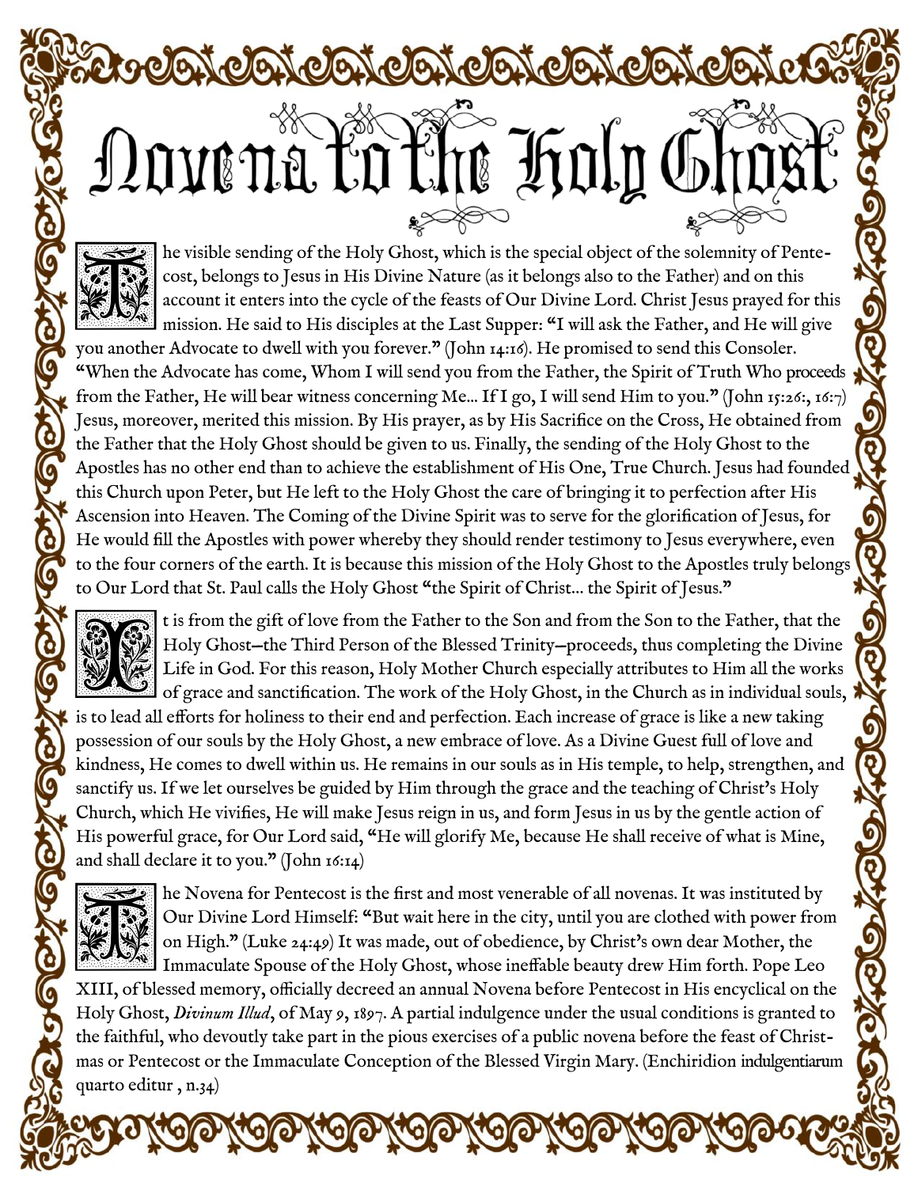# Novena to the Holy Ghost

The visible sending of the Holy Ghost, which is the special object of the solemnity of Pentecost, belongs to Jesus in His Divine Nature (as it belongs also to the Father) and on this account it enters into the cycle of the feasts of Our Divine Lord. Christ Jesus prayed for this mission. He said to His disciples at the Last Supper: "I will ask the Father, and He will give you another Advocate to dwell with you forever." (John 14:16). He promised to send this Consoler. "When the Advocate has come, Whom I will send you from the Father, the Spirit of Truth Who proceeds from the Father, He will bear witness concerning Me... If I go, I will send Him to you." (John 15:26:, 16:7) Jesus, moreover, merited this mission. By His prayer, as by His Sacrifice on the Cross, He obtained from the Father that the Holy Ghost should be given to us. Finally, the sending of the Holy Ghost to the Apostles has no other end than to achieve the establishment of His One, True Church. Jesus had founded this Church upon Peter, but He left to the Holy Ghost the care of bringing it to perfection after His Ascension into Heaven. The Coming of the Divine Spirit was to serve for the glorification of Jesus, for He would fill the Apostles with power whereby they should render testimony to Jesus everywhere, even to the four corners of the earth. It is because this mission of the Holy Ghost to the Apostles truly belongs to Our Lord that St. Paul calls the Holy Ghost "the Spirit of Christ... the Spirit of Jesus."

It is from the gift of love from the Father to the Son and from the Son to the Father, that the Holy Ghost—the Third Person of the Blessed Trinity—proceeds, thus completing the Divine Life in God. For this reason, Holy Mother Church especially attributes to Him all the works of grace and sanctification. The work of the Holy Ghost, in the Church as in individual souls, is to lead all efforts for holiness to their end and perfection. Each increase of grace is like a new taking possession of our souls by the Holy Ghost, a new embrace of love. As a Divine Guest full of love and kindness, He comes to dwell within us. He remains in our souls as in His temple, to help, strengthen, and sanctify us. If we let ourselves be guided by Him through the grace and the teaching of Christ's Holy Church, which He vivifies, He will make Jesus reign in us, and form Jesus in us by the gentle action of His powerful grace, for Our Lord said, "He will glorify Me, because He shall receive of what is Mine, and shall declare it to you." (John 16:14)

The Novena for Pentecost is the first and most venerable of all novenas. It was instituted by Our Divine Lord Himself: "But wait here in the city, until you are clothed with power from on High." (Luke 24:49) It was made, out of obedience, by Christ's own dear Mother, the Immaculate Spouse of the Holy Ghost, whose ineffable beauty drew Him forth. Pope Leo XIII, of blessed memory, officially decreed an annual Novena before Pentecost in His encyclical on the Holy Ghost, *Divinum Illud*, of May 9, 1897. A partial indulgence under the usual conditions is granted to the faithful, who devoutly take part in the pious exercises of a public novena before the feast of Christmas or Pentecost or the Immaculate Conception of the Blessed Virgin Mary. (Enchiridion indulgentiarum quarto editur , n.34)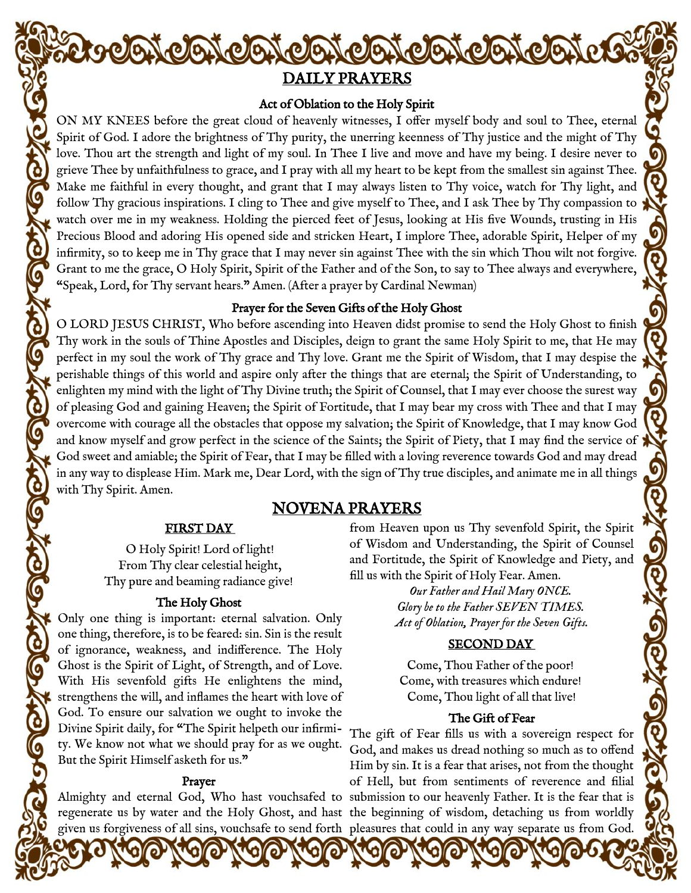# DAILY PRAYERS

### Act of Oblation to the Holy Spirit

ON MY KNEES before the great cloud of heavenly witnesses, I offer myself body and soul to Thee, eternal Spirit of God. I adore the brightness of Thy purity, the unerring keenness of Thy justice and the might of Thy love. Thou art the strength and light of my soul. In Thee I live and move and have my being. I desire never to grieve Thee by unfaithfulness to grace, and I pray with all my heart to be kept from the smallest sin against Thee. Make me faithful in every thought, and grant that I may always listen to Thy voice, watch for Thy light, and follow Thy gracious inspirations. I cling to Thee and give myself to Thee, and I ask Thee by Thy compassion to watch over me in my weakness. Holding the pierced feet of Jesus, looking at His five Wounds, trusting in His Precious Blood and adoring His opened side and stricken Heart, I implore Thee, adorable Spirit, Helper of my infirmity, so to keep me in Thy grace that I may never sin against Thee with the sin which Thou wilt not forgive. Grant to me the grace, O Holy Spirit, Spirit of the Father and of the Son, to say to Thee always and everywhere, "Speak, Lord, for Thy servant hears." Amen. (After a prayer by Cardinal Newman)

### Prayer for the Seven Gifts of the Holy Ghost

O LORD JESUS CHRIST, Who before ascending into Heaven didst promise to send the Holy Ghost to finish Thy work in the souls of Thine Apostles and Disciples, deign to grant the same Holy Spirit to me, that He may perfect in my soul the work of Thy grace and Thy love. Grant me the Spirit of Wisdom, that I may despise the perishable things of this world and aspire only after the things that are eternal; the Spirit of Understanding, to enlighten my mind with the light of Thy Divine truth; the Spirit of Counsel, that I may ever choose the surest way of pleasing God and gaining Heaven; the Spirit of Fortitude, that I may bear my cross with Thee and that I may overcome with courage all the obstacles that oppose my salvation; the Spirit of Knowledge, that I may know God and know myself and grow perfect in the science of the Saints; the Spirit of Piety, that I may find the service of God sweet and amiable; the Spirit of Fear, that I may be filled with a loving reverence towards God and may dread in any way to displease Him. Mark me, Dear Lord, with the sign of Thy true disciples, and animate me in all things with Thy Spirit. Amen.

# NOVENA PRAYERS

## FIRST DAY

O Holy Spirit! Lord of light!
From Thy clear celestial height,
Thy pure and beaming radiance give!

### The Holy Ghost

Only one thing is important: eternal salvation. Only one thing, therefore, is to be feared: sin. Sin is the result of ignorance, weakness, and indifference. The Holy Ghost is the Spirit of Light, of Strength, and of Love. With His sevenfold gifts He enlightens the mind, strengthens the will, and inflames the heart with love of God. To ensure our salvation we ought to invoke the Divine Spirit daily, for "The Spirit helpeth our infirmity. We know not what we should pray for as we ought. But the Spirit Himself asketh for us."

### Prayer

Almighty and eternal God, Who hast vouchsafed to regenerate us by water and the Holy Ghost, and hast given us forgiveness of all sins, vouchsafe to send forth from Heaven upon us Thy sevenfold Spirit, the Spirit of Wisdom and Understanding, the Spirit of Counsel and Fortitude, the Spirit of Knowledge and Piety, and fill us with the Spirit of Holy Fear. Amen.

*Our Father and Hail Mary ONCE.*
*Glory be to the Father SEVEN TIMES.*
*Act of Oblation, Prayer for the Seven Gifts.*

## SECOND DAY

Come, Thou Father of the poor!
Come, with treasures which endure!
Come, Thou light of all that live!

### The Gift of Fear

The gift of Fear fills us with a sovereign respect for God, and makes us dread nothing so much as to offend Him by sin. It is a fear that arises, not from the thought of Hell, but from sentiments of reverence and filial submission to our heavenly Father. It is the fear that is the beginning of wisdom, detaching us from worldly pleasures that could in any way separate us from God.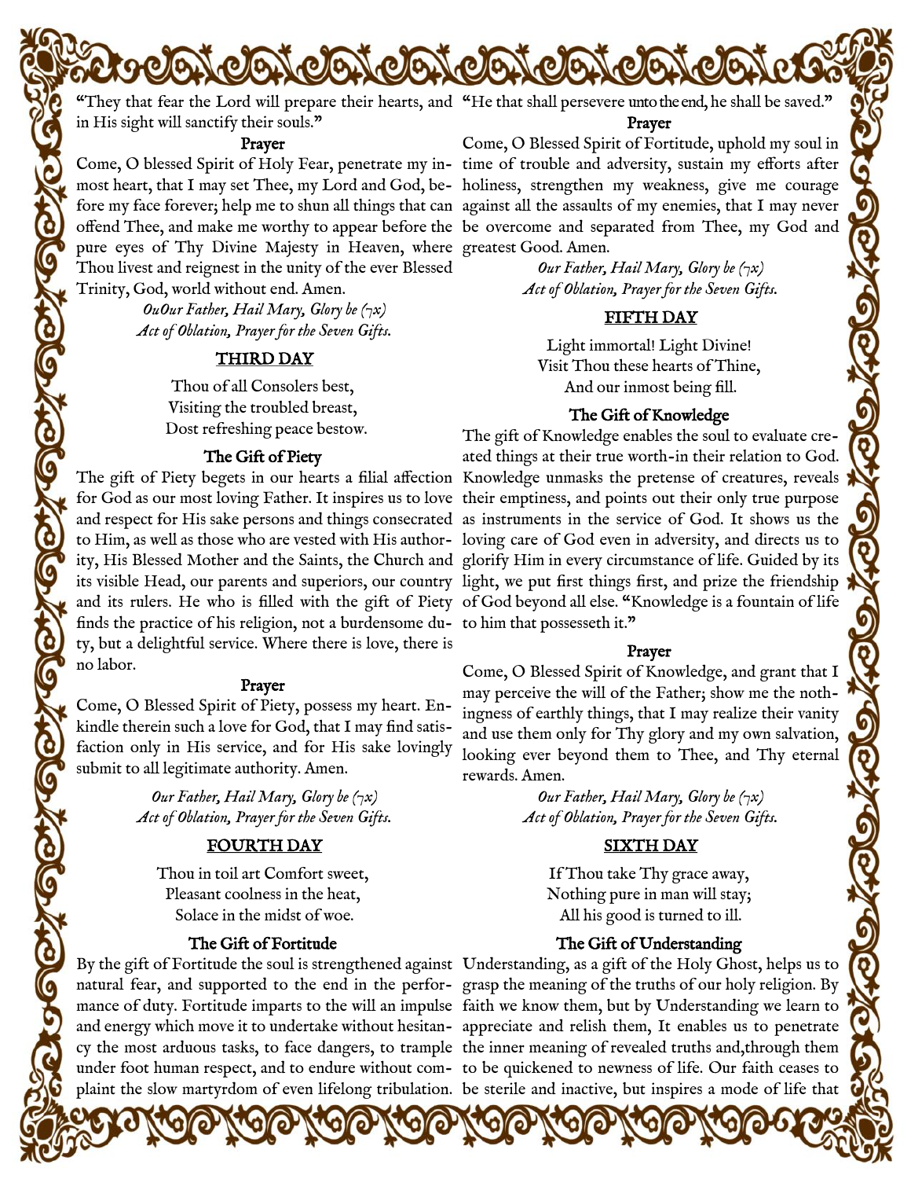"They that fear the Lord will prepare their hearts, and in His sight will sanctify their souls."

### Prayer

Come, O blessed Spirit of Holy Fear, penetrate my inmost heart, that I may set Thee, my Lord and God, before my face forever; help me to shun all things that can offend Thee, and make me worthy to appear before the pure eyes of Thy Divine Majesty in Heaven, where Thou livest and reignest in the unity of the ever Blessed Trinity, God, world without end. Amen.

*OuOur Father, Hail Mary, Glory be (7x)*
*Act of Oblation, Prayer for the Seven Gifts.*

## THIRD DAY

Thou of all Consolers best,
Visiting the troubled breast,
Dost refreshing peace bestow.

### The Gift of Piety

The gift of Piety begets in our hearts a filial affection for God as our most loving Father. It inspires us to love and respect for His sake persons and things consecrated to Him, as well as those who are vested with His authority, His Blessed Mother and the Saints, the Church and its visible Head, our parents and superiors, our country and its rulers. He who is filled with the gift of Piety finds the practice of his religion, not a burdensome duty, but a delightful service. Where there is love, there is no labor.

### Prayer

Come, O Blessed Spirit of Piety, possess my heart. Enkindle therein such a love for God, that I may find satisfaction only in His service, and for His sake lovingly submit to all legitimate authority. Amen.

*Our Father, Hail Mary, Glory be (7x)*
*Act of Oblation, Prayer for the Seven Gifts.*

## FOURTH DAY

Thou in toil art Comfort sweet,
Pleasant coolness in the heat,
Solace in the midst of woe.

### The Gift of Fortitude

By the gift of Fortitude the soul is strengthened against natural fear, and supported to the end in the performance of duty. Fortitude imparts to the will an impulse and energy which move it to undertake without hesitancy the most arduous tasks, to face dangers, to trample under foot human respect, and to endure without complaint the slow martyrdom of even lifelong tribulation. "He that shall persevere unto the end, he shall be saved."

### Prayer

Come, O Blessed Spirit of Fortitude, uphold my soul in time of trouble and adversity, sustain my efforts after holiness, strengthen my weakness, give me courage against all the assaults of my enemies, that I may never be overcome and separated from Thee, my God and greatest Good. Amen.

*Our Father, Hail Mary, Glory be (7x)*
*Act of Oblation, Prayer for the Seven Gifts.*

## FIFTH DAY

Light immortal! Light Divine!
Visit Thou these hearts of Thine,
And our inmost being fill.

### The Gift of Knowledge

The gift of Knowledge enables the soul to evaluate created things at their true worth-in their relation to God. Knowledge unmasks the pretense of creatures, reveals their emptiness, and points out their only true purpose as instruments in the service of God. It shows us the loving care of God even in adversity, and directs us to glorify Him in every circumstance of life. Guided by its light, we put first things first, and prize the friendship of God beyond all else. "Knowledge is a fountain of life to him that possesseth it."

### Prayer

Come, O Blessed Spirit of Knowledge, and grant that I may perceive the will of the Father; show me the nothingness of earthly things, that I may realize their vanity and use them only for Thy glory and my own salvation, looking ever beyond them to Thee, and Thy eternal rewards. Amen.

*Our Father, Hail Mary, Glory be (7x)*
*Act of Oblation, Prayer for the Seven Gifts.*

## SIXTH DAY

If Thou take Thy grace away,
Nothing pure in man will stay;
All his good is turned to ill.

### The Gift of Understanding

Understanding, as a gift of the Holy Ghost, helps us to grasp the meaning of the truths of our holy religion. By faith we know them, but by Understanding we learn to appreciate and relish them, It enables us to penetrate the inner meaning of revealed truths and,through them to be quickened to newness of life. Our faith ceases to be sterile and inactive, but inspires a mode of life that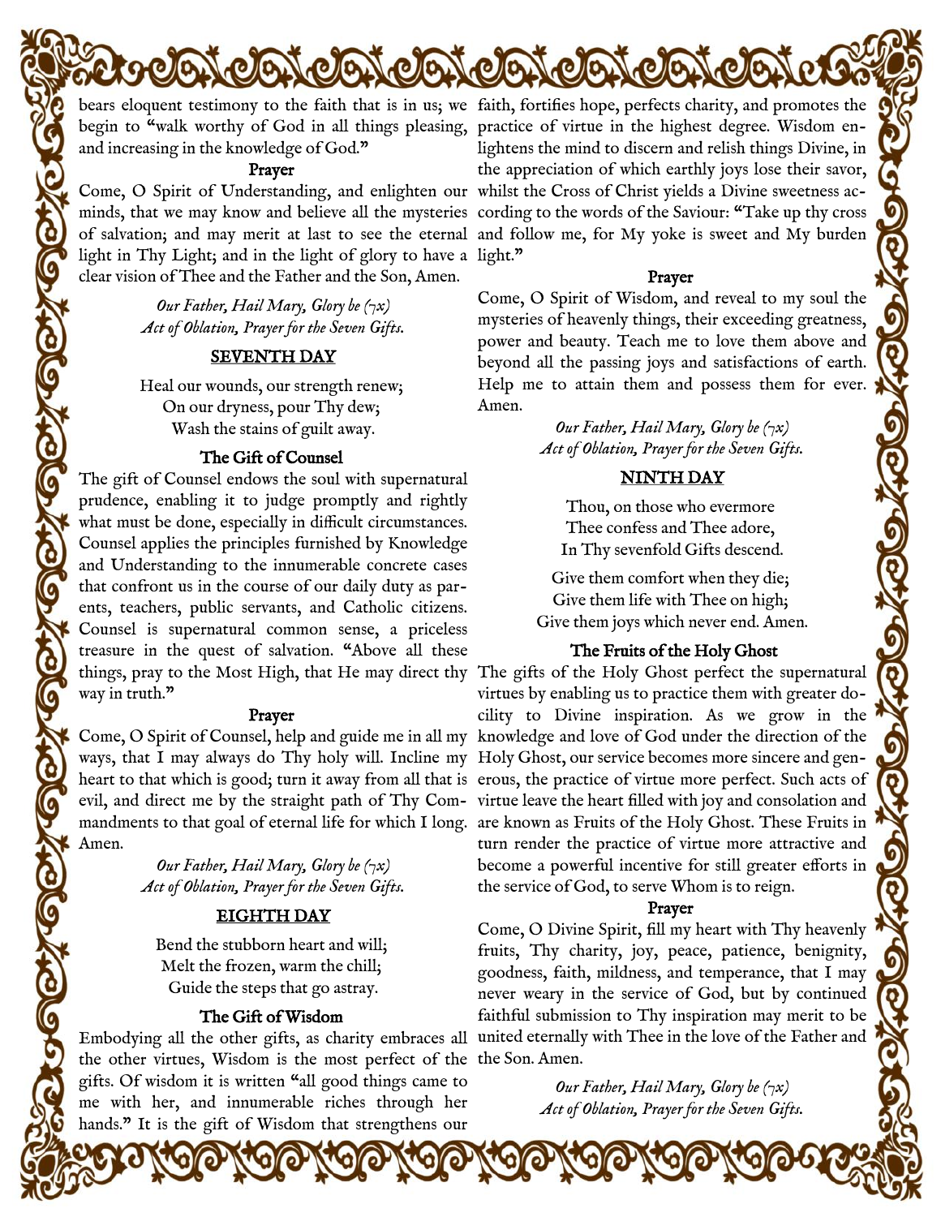bears eloquent testimony to the faith that is in us; we begin to "walk worthy of God in all things pleasing, and increasing in the knowledge of God."

**Prayer**

Come, O Spirit of Understanding, and enlighten our minds, that we may know and believe all the mysteries of salvation; and may merit at last to see the eternal light in Thy Light; and in the light of glory to have a clear vision of Thee and the Father and the Son, Amen.

*Our Father, Hail Mary, Glory be (7x)*
*Act of Oblation, Prayer for the Seven Gifts.*

## SEVENTH DAY

Heal our wounds, our strength renew;
On our dryness, pour Thy dew;
Wash the stains of guilt away.

### The Gift of Counsel

The gift of Counsel endows the soul with supernatural prudence, enabling it to judge promptly and rightly what must be done, especially in difficult circumstances. Counsel applies the principles furnished by Knowledge and Understanding to the innumerable concrete cases that confront us in the course of our daily duty as parents, teachers, public servants, and Catholic citizens. Counsel is supernatural common sense, a priceless treasure in the quest of salvation. "Above all these things, pray to the Most High, that He may direct thy way in truth."

**Prayer**

Come, O Spirit of Counsel, help and guide me in all my ways, that I may always do Thy holy will. Incline my heart to that which is good; turn it away from all that is evil, and direct me by the straight path of Thy Commandments to that goal of eternal life for which I long. Amen.

*Our Father, Hail Mary, Glory be (7x)*
*Act of Oblation, Prayer for the Seven Gifts.*

## EIGHTH DAY

Bend the stubborn heart and will;
Melt the frozen, warm the chill;
Guide the steps that go astray.

### The Gift of Wisdom

Embodying all the other gifts, as charity embraces all the other virtues, Wisdom is the most perfect of the gifts. Of wisdom it is written "all good things came to me with her, and innumerable riches through her hands." It is the gift of Wisdom that strengthens our faith, fortifies hope, perfects charity, and promotes the practice of virtue in the highest degree. Wisdom enlightens the mind to discern and relish things Divine, in the appreciation of which earthly joys lose their savor, whilst the Cross of Christ yields a Divine sweetness according to the words of the Saviour: "Take up thy cross and follow me, for My yoke is sweet and My burden light."

**Prayer**

Come, O Spirit of Wisdom, and reveal to my soul the mysteries of heavenly things, their exceeding greatness, power and beauty. Teach me to love them above and beyond all the passing joys and satisfactions of earth. Help me to attain them and possess them for ever. Amen.

*Our Father, Hail Mary, Glory be (7x)*
*Act of Oblation, Prayer for the Seven Gifts.*

## NINTH DAY

Thou, on those who evermore
Thee confess and Thee adore,
In Thy sevenfold Gifts descend.

Give them comfort when they die;
Give them life with Thee on high;
Give them joys which never end. Amen.

### The Fruits of the Holy Ghost

The gifts of the Holy Ghost perfect the supernatural virtues by enabling us to practice them with greater docility to Divine inspiration. As we grow in the knowledge and love of God under the direction of the Holy Ghost, our service becomes more sincere and generous, the practice of virtue more perfect. Such acts of virtue leave the heart filled with joy and consolation and are known as Fruits of the Holy Ghost. These Fruits in turn render the practice of virtue more attractive and become a powerful incentive for still greater efforts in the service of God, to serve Whom is to reign.

**Prayer**

Come, O Divine Spirit, fill my heart with Thy heavenly fruits, Thy charity, joy, peace, patience, benignity, goodness, faith, mildness, and temperance, that I may never weary in the service of God, but by continued faithful submission to Thy inspiration may merit to be united eternally with Thee in the love of the Father and the Son. Amen.

*Our Father, Hail Mary, Glory be (7x)*
*Act of Oblation, Prayer for the Seven Gifts.*